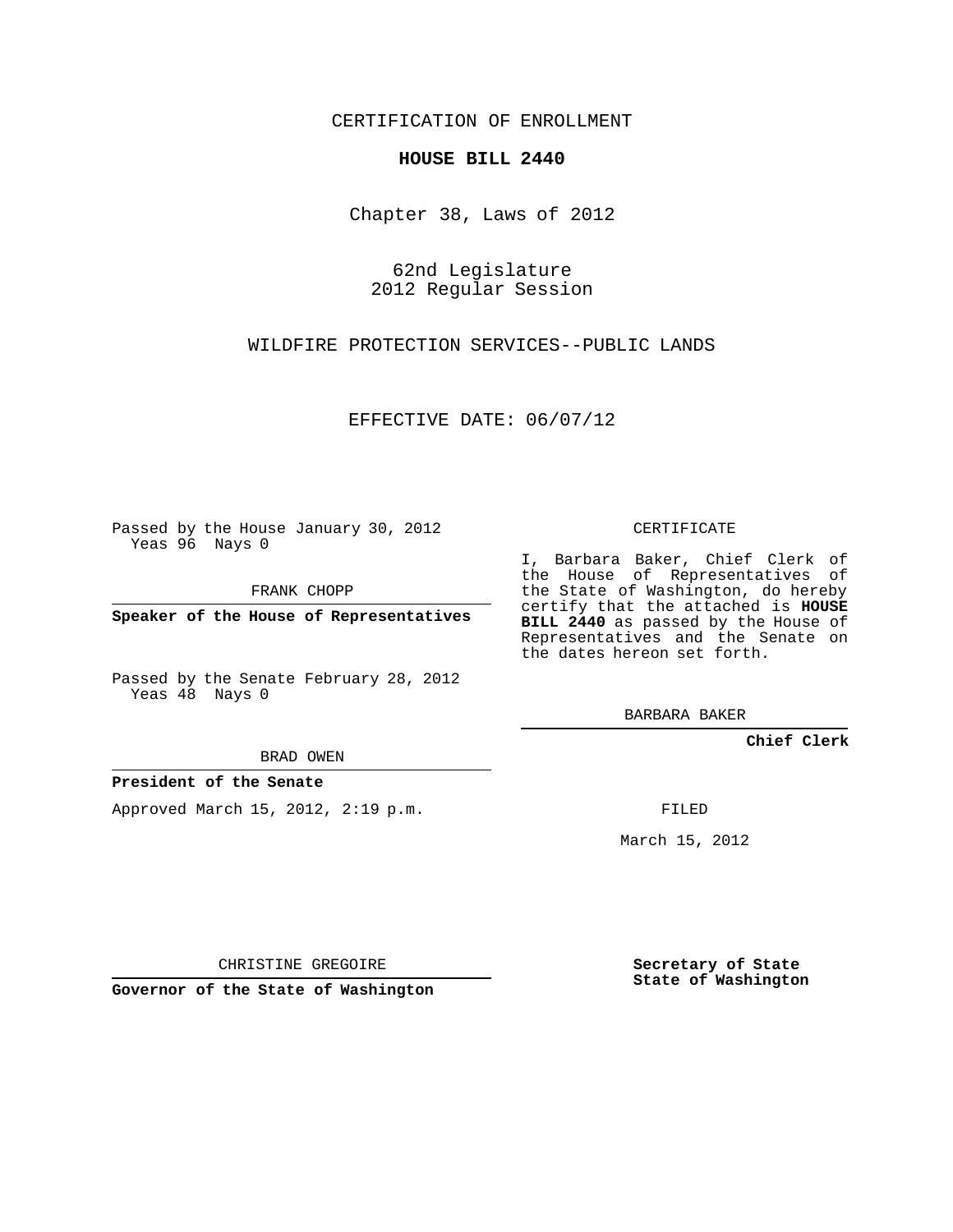CERTIFICATION OF ENROLLMENT

**HOUSE BILL 2440**

Chapter 38, Laws of 2012

62nd Legislature
2012 Regular Session

WILDFIRE PROTECTION SERVICES--PUBLIC LANDS

EFFECTIVE DATE: 06/07/12

Passed by the House January 30, 2012
Yeas 96 Nays 0

FRANK CHOPP

**Speaker of the House of Representatives**

Passed by the Senate February 28, 2012
Yeas 48 Nays 0

BRAD OWEN

**President of the Senate**

Approved March 15, 2012, 2:19 p.m.

CHRISTINE GREGOIRE

**Governor of the State of Washington**

CERTIFICATE

I, Barbara Baker, Chief Clerk of the House of Representatives of the State of Washington, do hereby certify that the attached is **HOUSE BILL 2440** as passed by the House of Representatives and the Senate on the dates hereon set forth.

BARBARA BAKER

**Chief Clerk**

FILED

March 15, 2012

**Secretary of State**
**State of Washington**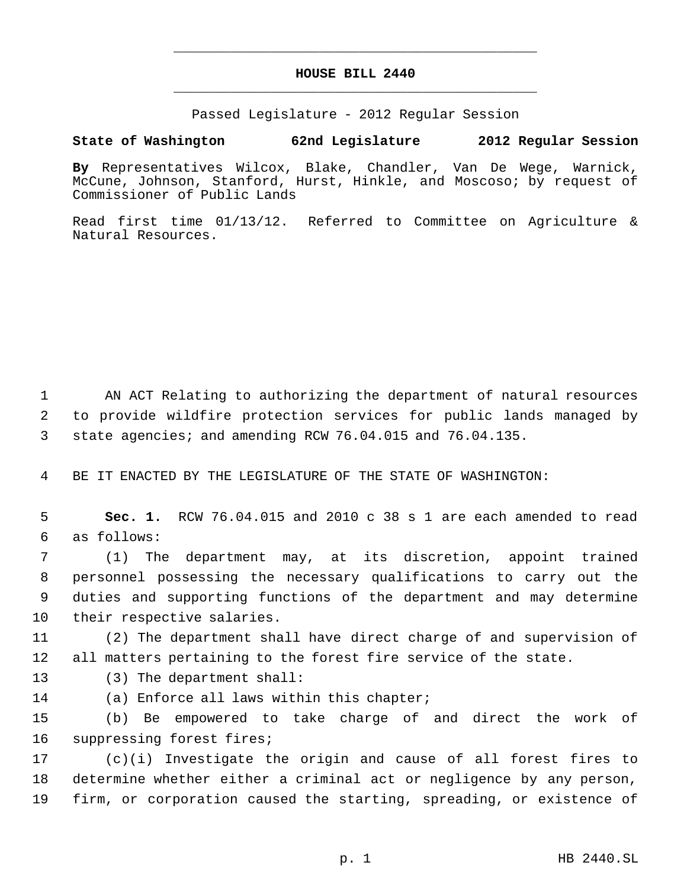# HOUSE BILL 2440

Passed Legislature - 2012 Regular Session

**State of Washington 62nd Legislature 2012 Regular Session**

**By** Representatives Wilcox, Blake, Chandler, Van De Wege, Warnick, McCune, Johnson, Stanford, Hurst, Hinkle, and Moscoso; by request of Commissioner of Public Lands

Read first time 01/13/12. Referred to Committee on Agriculture & Natural Resources.

AN ACT Relating to authorizing the department of natural resources to provide wildfire protection services for public lands managed by state agencies; and amending RCW 76.04.015 and 76.04.135.

BE IT ENACTED BY THE LEGISLATURE OF THE STATE OF WASHINGTON:

**Sec. 1.** RCW 76.04.015 and 2010 c 38 s 1 are each amended to read as follows:

(1) The department may, at its discretion, appoint trained personnel possessing the necessary qualifications to carry out the duties and supporting functions of the department and may determine their respective salaries.

(2) The department shall have direct charge of and supervision of all matters pertaining to the forest fire service of the state.

(3) The department shall:

(a) Enforce all laws within this chapter;

(b) Be empowered to take charge of and direct the work of suppressing forest fires;

(c)(i) Investigate the origin and cause of all forest fires to determine whether either a criminal act or negligence by any person, firm, or corporation caused the starting, spreading, or existence of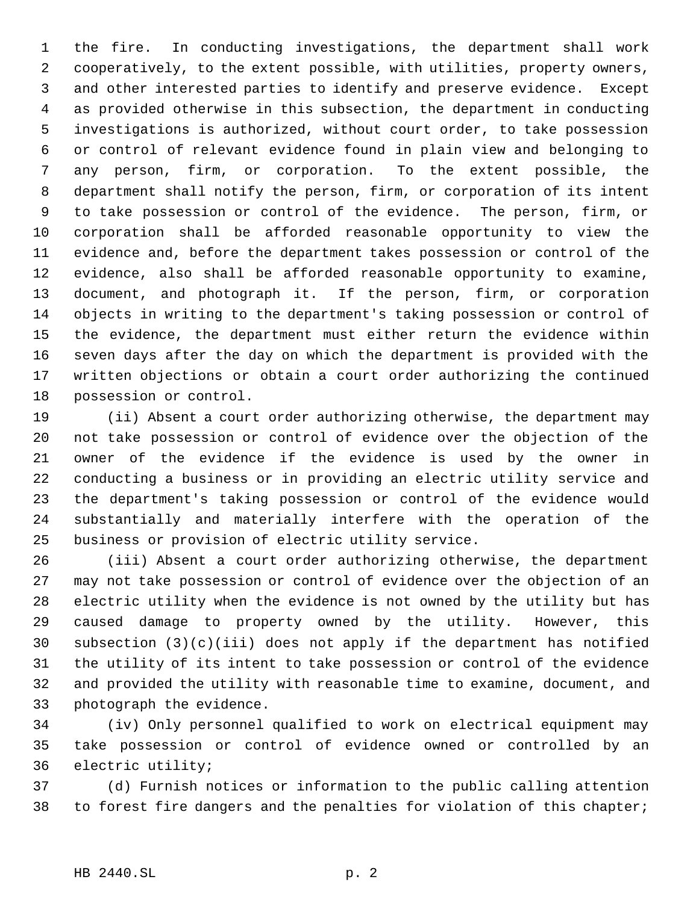the fire. In conducting investigations, the department shall work cooperatively, to the extent possible, with utilities, property owners, and other interested parties to identify and preserve evidence. Except as provided otherwise in this subsection, the department in conducting investigations is authorized, without court order, to take possession or control of relevant evidence found in plain view and belonging to any person, firm, or corporation. To the extent possible, the department shall notify the person, firm, or corporation of its intent to take possession or control of the evidence. The person, firm, or corporation shall be afforded reasonable opportunity to view the evidence and, before the department takes possession or control of the evidence, also shall be afforded reasonable opportunity to examine, document, and photograph it. If the person, firm, or corporation objects in writing to the department's taking possession or control of the evidence, the department must either return the evidence within seven days after the day on which the department is provided with the written objections or obtain a court order authorizing the continued possession or control.

(ii) Absent a court order authorizing otherwise, the department may not take possession or control of evidence over the objection of the owner of the evidence if the evidence is used by the owner in conducting a business or in providing an electric utility service and the department's taking possession or control of the evidence would substantially and materially interfere with the operation of the business or provision of electric utility service.

(iii) Absent a court order authorizing otherwise, the department may not take possession or control of evidence over the objection of an electric utility when the evidence is not owned by the utility but has caused damage to property owned by the utility. However, this subsection (3)(c)(iii) does not apply if the department has notified the utility of its intent to take possession or control of the evidence and provided the utility with reasonable time to examine, document, and photograph the evidence.

(iv) Only personnel qualified to work on electrical equipment may take possession or control of evidence owned or controlled by an electric utility;

(d) Furnish notices or information to the public calling attention to forest fire dangers and the penalties for violation of this chapter;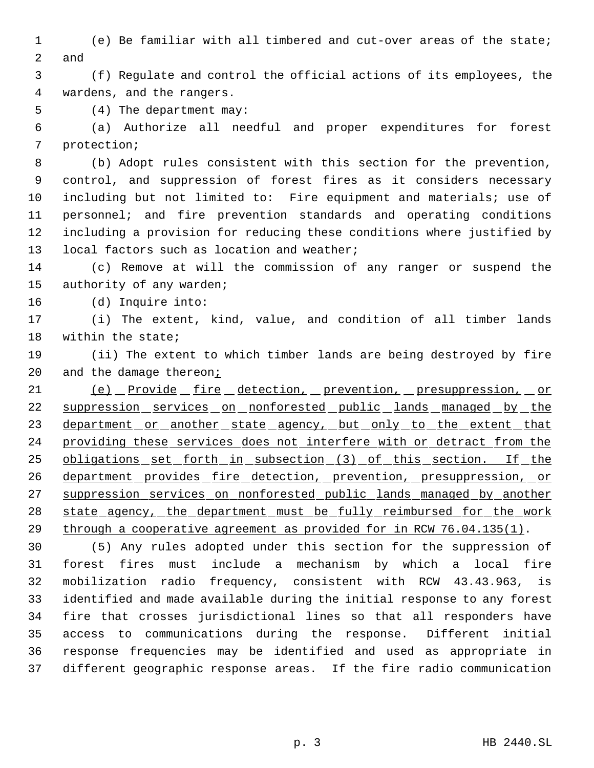(e) Be familiar with all timbered and cut-over areas of the state; and

(f) Regulate and control the official actions of its employees, the wardens, and the rangers.

(4) The department may:

(a) Authorize all needful and proper expenditures for forest protection;

(b) Adopt rules consistent with this section for the prevention, control, and suppression of forest fires as it considers necessary including but not limited to: Fire equipment and materials; use of personnel; and fire prevention standards and operating conditions including a provision for reducing these conditions where justified by local factors such as location and weather;

(c) Remove at will the commission of any ranger or suspend the authority of any warden;

(d) Inquire into:

(i) The extent, kind, value, and condition of all timber lands within the state;

(ii) The extent to which timber lands are being destroyed by fire and the damage thereon<u>;</u>

<u>(e) Provide fire detection, prevention, presuppression, or suppression services on nonforested public lands managed by the department or another state agency, but only to the extent that providing these services does not interfere with or detract from the obligations set forth in subsection (3) of this section. If the department provides fire detection, prevention, presuppression, or suppression services on nonforested public lands managed by another state agency, the department must be fully reimbursed for the work through a cooperative agreement as provided for in RCW 76.04.135(1)</u>.

(5) Any rules adopted under this section for the suppression of forest fires must include a mechanism by which a local fire mobilization radio frequency, consistent with RCW 43.43.963, is identified and made available during the initial response to any forest fire that crosses jurisdictional lines so that all responders have access to communications during the response. Different initial response frequencies may be identified and used as appropriate in different geographic response areas. If the fire radio communication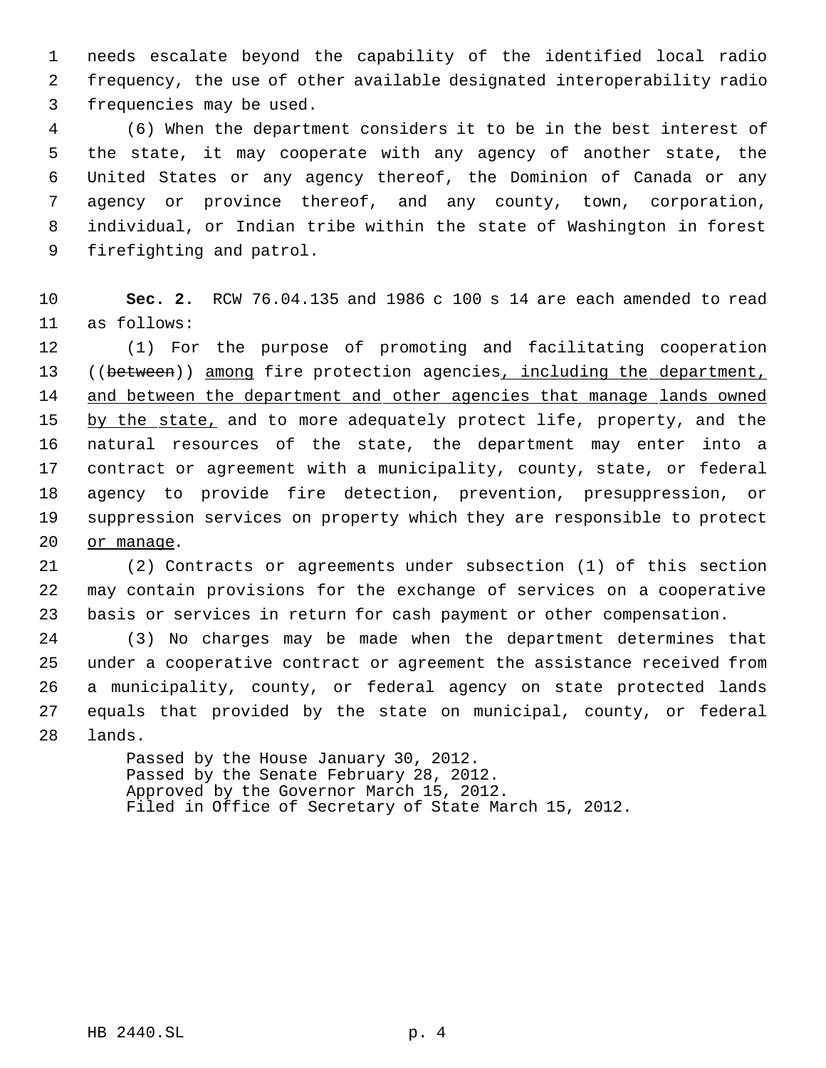needs escalate beyond the capability of the identified local radio frequency, the use of other available designated interoperability radio frequencies may be used.

(6) When the department considers it to be in the best interest of the state, it may cooperate with any agency of another state, the United States or any agency thereof, the Dominion of Canada or any agency or province thereof, and any county, town, corporation, individual, or Indian tribe within the state of Washington in forest firefighting and patrol.

**Sec. 2.** RCW 76.04.135 and 1986 c 100 s 14 are each amended to read as follows:

(1) For the purpose of promoting and facilitating cooperation ((~~between~~)) <u>among</u> fire protection agencies<u>, including the department, and between the department and other agencies that manage lands owned by the state,</u> and to more adequately protect life, property, and the natural resources of the state, the department may enter into a contract or agreement with a municipality, county, state, or federal agency to provide fire detection, prevention, presuppression, or suppression services on property which they are responsible to protect <u>or manage</u>.

(2) Contracts or agreements under subsection (1) of this section may contain provisions for the exchange of services on a cooperative basis or services in return for cash payment or other compensation.

(3) No charges may be made when the department determines that under a cooperative contract or agreement the assistance received from a municipality, county, or federal agency on state protected lands equals that provided by the state on municipal, county, or federal lands.

Passed by the House January 30, 2012.
Passed by the Senate February 28, 2012.
Approved by the Governor March 15, 2012.
Filed in Office of Secretary of State March 15, 2012.